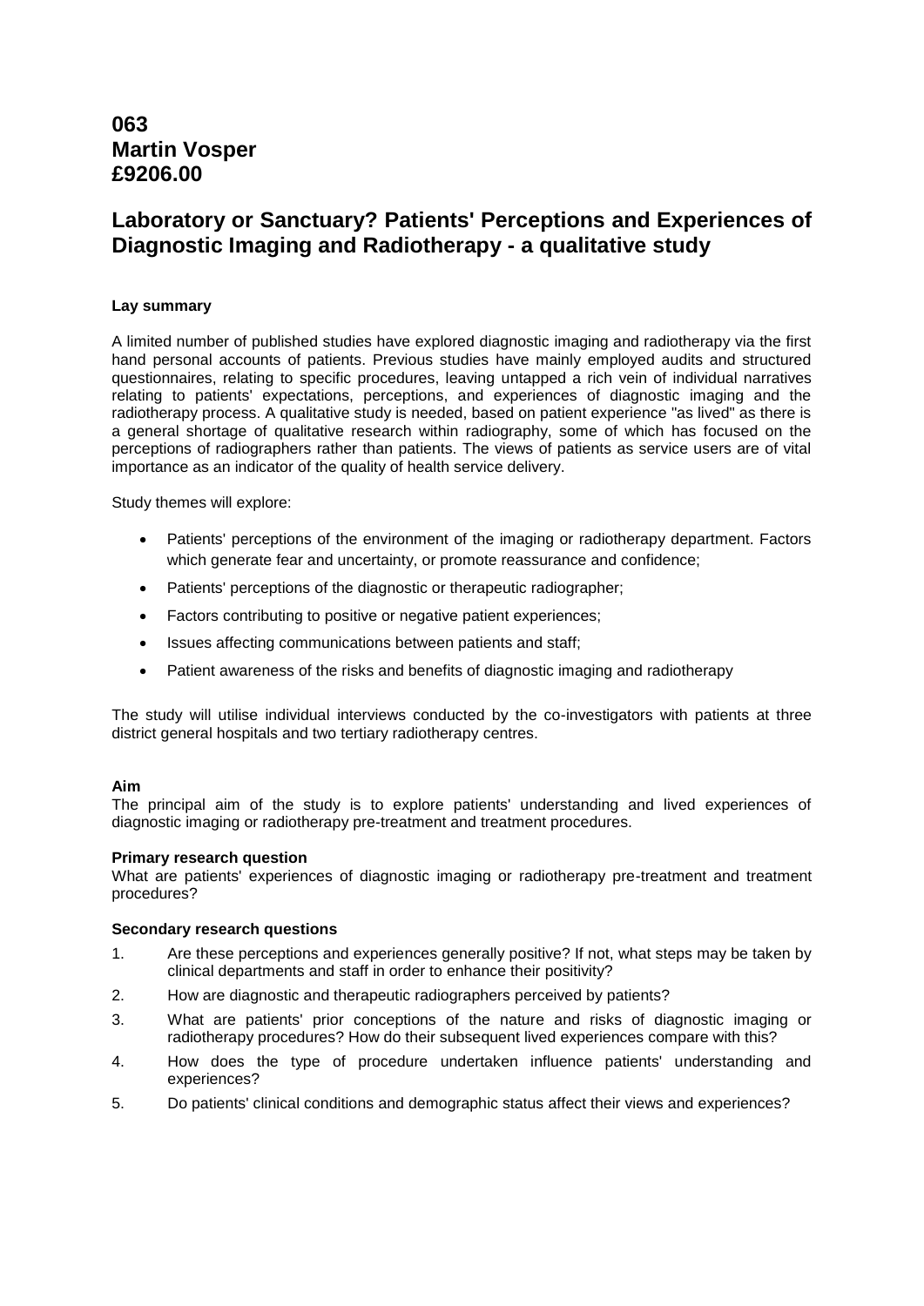## 063
## Martin Vosper
## £9206.00

# Laboratory or Sanctuary? Patients' Perceptions and Experiences of Diagnostic Imaging and Radiotherapy - a qualitative study

**Lay summary**

A limited number of published studies have explored diagnostic imaging and radiotherapy via the first hand personal accounts of patients. Previous studies have mainly employed audits and structured questionnaires, relating to specific procedures, leaving untapped a rich vein of individual narratives relating to patients' expectations, perceptions, and experiences of diagnostic imaging and the radiotherapy process. A qualitative study is needed, based on patient experience "as lived" as there is a general shortage of qualitative research within radiography, some of which has focused on the perceptions of radiographers rather than patients. The views of patients as service users are of vital importance as an indicator of the quality of health service delivery.

Study themes will explore:

- Patients' perceptions of the environment of the imaging or radiotherapy department. Factors which generate fear and uncertainty, or promote reassurance and confidence;
- Patients' perceptions of the diagnostic or therapeutic radiographer;
- Factors contributing to positive or negative patient experiences;
- Issues affecting communications between patients and staff;
- Patient awareness of the risks and benefits of diagnostic imaging and radiotherapy

The study will utilise individual interviews conducted by the co-investigators with patients at three district general hospitals and two tertiary radiotherapy centres.

**Aim**
The principal aim of the study is to explore patients' understanding and lived experiences of diagnostic imaging or radiotherapy pre-treatment and treatment procedures.

**Primary research question**
What are patients' experiences of diagnostic imaging or radiotherapy pre-treatment and treatment procedures?

**Secondary research questions**

1. Are these perceptions and experiences generally positive? If not, what steps may be taken by clinical departments and staff in order to enhance their positivity?
2. How are diagnostic and therapeutic radiographers perceived by patients?
3. What are patients' prior conceptions of the nature and risks of diagnostic imaging or radiotherapy procedures? How do their subsequent lived experiences compare with this?
4. How does the type of procedure undertaken influence patients' understanding and experiences?
5. Do patients' clinical conditions and demographic status affect their views and experiences?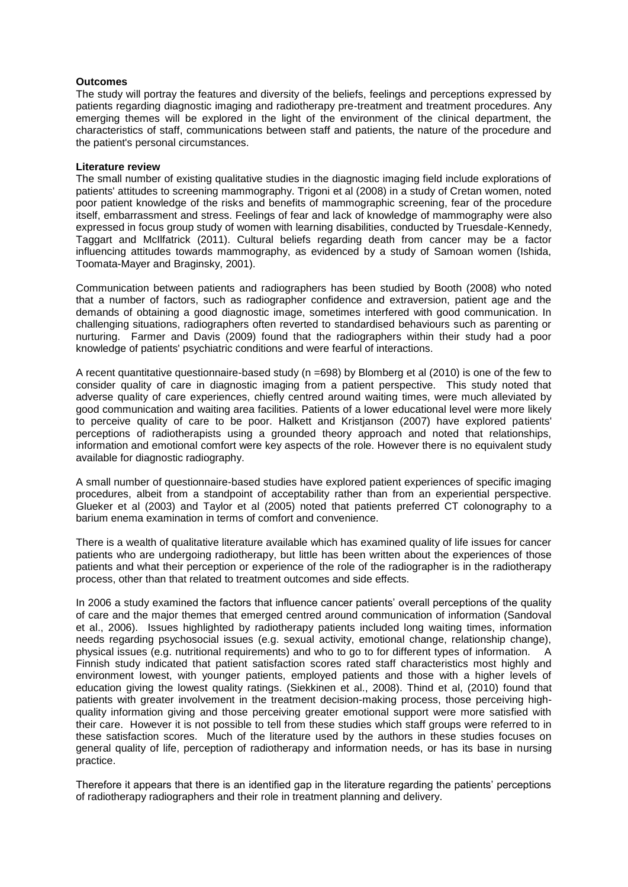**Outcomes**

The study will portray the features and diversity of the beliefs, feelings and perceptions expressed by patients regarding diagnostic imaging and radiotherapy pre-treatment and treatment procedures. Any emerging themes will be explored in the light of the environment of the clinical department, the characteristics of staff, communications between staff and patients, the nature of the procedure and the patient's personal circumstances.

**Literature review**

The small number of existing qualitative studies in the diagnostic imaging field include explorations of patients' attitudes to screening mammography. Trigoni et al (2008) in a study of Cretan women, noted poor patient knowledge of the risks and benefits of mammographic screening, fear of the procedure itself, embarrassment and stress. Feelings of fear and lack of knowledge of mammography were also expressed in focus group study of women with learning disabilities, conducted by Truesdale-Kennedy, Taggart and McIlfatrick (2011). Cultural beliefs regarding death from cancer may be a factor influencing attitudes towards mammography, as evidenced by a study of Samoan women (Ishida, Toomata-Mayer and Braginsky, 2001).

Communication between patients and radiographers has been studied by Booth (2008) who noted that a number of factors, such as radiographer confidence and extraversion, patient age and the demands of obtaining a good diagnostic image, sometimes interfered with good communication. In challenging situations, radiographers often reverted to standardised behaviours such as parenting or nurturing. Farmer and Davis (2009) found that the radiographers within their study had a poor knowledge of patients' psychiatric conditions and were fearful of interactions.

A recent quantitative questionnaire-based study (n =698) by Blomberg et al (2010) is one of the few to consider quality of care in diagnostic imaging from a patient perspective. This study noted that adverse quality of care experiences, chiefly centred around waiting times, were much alleviated by good communication and waiting area facilities. Patients of a lower educational level were more likely to perceive quality of care to be poor. Halkett and Kristjanson (2007) have explored patients' perceptions of radiotherapists using a grounded theory approach and noted that relationships, information and emotional comfort were key aspects of the role. However there is no equivalent study available for diagnostic radiography.

A small number of questionnaire-based studies have explored patient experiences of specific imaging procedures, albeit from a standpoint of acceptability rather than from an experiential perspective. Glueker et al (2003) and Taylor et al (2005) noted that patients preferred CT colonography to a barium enema examination in terms of comfort and convenience.

There is a wealth of qualitative literature available which has examined quality of life issues for cancer patients who are undergoing radiotherapy, but little has been written about the experiences of those patients and what their perception or experience of the role of the radiographer is in the radiotherapy process, other than that related to treatment outcomes and side effects.

In 2006 a study examined the factors that influence cancer patients' overall perceptions of the quality of care and the major themes that emerged centred around communication of information (Sandoval et al., 2006). Issues highlighted by radiotherapy patients included long waiting times, information needs regarding psychosocial issues (e.g. sexual activity, emotional change, relationship change), physical issues (e.g. nutritional requirements) and who to go to for different types of information. A Finnish study indicated that patient satisfaction scores rated staff characteristics most highly and environment lowest, with younger patients, employed patients and those with a higher levels of education giving the lowest quality ratings. (Siekkinen et al., 2008). Thind et al, (2010) found that patients with greater involvement in the treatment decision-making process, those perceiving high-quality information giving and those perceiving greater emotional support were more satisfied with their care. However it is not possible to tell from these studies which staff groups were referred to in these satisfaction scores. Much of the literature used by the authors in these studies focuses on general quality of life, perception of radiotherapy and information needs, or has its base in nursing practice.

Therefore it appears that there is an identified gap in the literature regarding the patients' perceptions of radiotherapy radiographers and their role in treatment planning and delivery.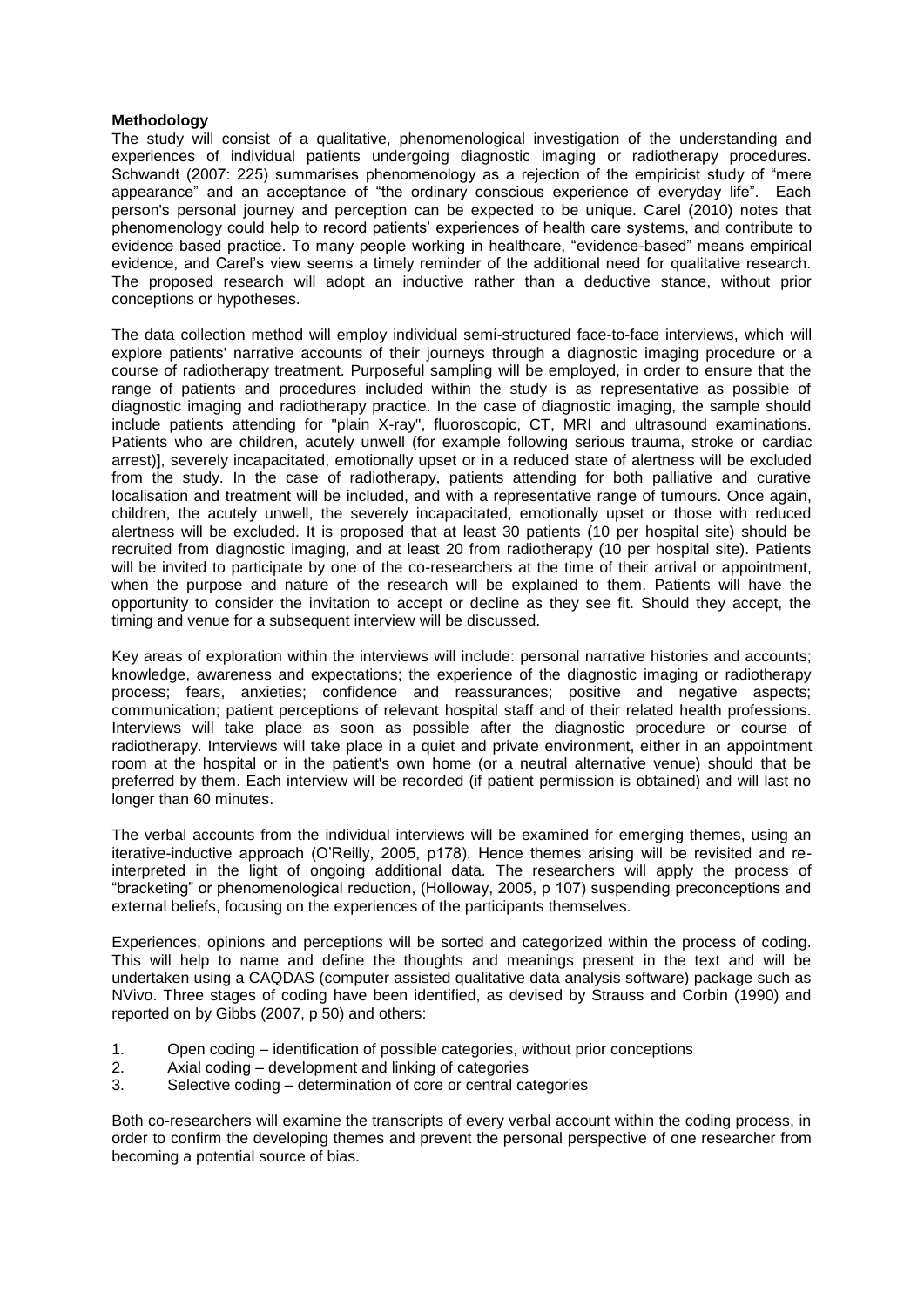**Methodology**

The study will consist of a qualitative, phenomenological investigation of the understanding and experiences of individual patients undergoing diagnostic imaging or radiotherapy procedures. Schwandt (2007: 225) summarises phenomenology as a rejection of the empiricist study of "mere appearance" and an acceptance of "the ordinary conscious experience of everyday life". Each person's personal journey and perception can be expected to be unique. Carel (2010) notes that phenomenology could help to record patients' experiences of health care systems, and contribute to evidence based practice. To many people working in healthcare, "evidence-based" means empirical evidence, and Carel's view seems a timely reminder of the additional need for qualitative research. The proposed research will adopt an inductive rather than a deductive stance, without prior conceptions or hypotheses.

The data collection method will employ individual semi-structured face-to-face interviews, which will explore patients' narrative accounts of their journeys through a diagnostic imaging procedure or a course of radiotherapy treatment. Purposeful sampling will be employed, in order to ensure that the range of patients and procedures included within the study is as representative as possible of diagnostic imaging and radiotherapy practice. In the case of diagnostic imaging, the sample should include patients attending for "plain X-ray", fluoroscopic, CT, MRI and ultrasound examinations. Patients who are children, acutely unwell (for example following serious trauma, stroke or cardiac arrest)], severely incapacitated, emotionally upset or in a reduced state of alertness will be excluded from the study. In the case of radiotherapy, patients attending for both palliative and curative localisation and treatment will be included, and with a representative range of tumours. Once again, children, the acutely unwell, the severely incapacitated, emotionally upset or those with reduced alertness will be excluded. It is proposed that at least 30 patients (10 per hospital site) should be recruited from diagnostic imaging, and at least 20 from radiotherapy (10 per hospital site). Patients will be invited to participate by one of the co-researchers at the time of their arrival or appointment, when the purpose and nature of the research will be explained to them. Patients will have the opportunity to consider the invitation to accept or decline as they see fit. Should they accept, the timing and venue for a subsequent interview will be discussed.

Key areas of exploration within the interviews will include: personal narrative histories and accounts; knowledge, awareness and expectations; the experience of the diagnostic imaging or radiotherapy process; fears, anxieties; confidence and reassurances; positive and negative aspects; communication; patient perceptions of relevant hospital staff and of their related health professions. Interviews will take place as soon as possible after the diagnostic procedure or course of radiotherapy. Interviews will take place in a quiet and private environment, either in an appointment room at the hospital or in the patient's own home (or a neutral alternative venue) should that be preferred by them. Each interview will be recorded (if patient permission is obtained) and will last no longer than 60 minutes.

The verbal accounts from the individual interviews will be examined for emerging themes, using an iterative-inductive approach (O'Reilly, 2005, p178). Hence themes arising will be revisited and re-interpreted in the light of ongoing additional data. The researchers will apply the process of "bracketing" or phenomenological reduction, (Holloway, 2005, p 107) suspending preconceptions and external beliefs, focusing on the experiences of the participants themselves.

Experiences, opinions and perceptions will be sorted and categorized within the process of coding. This will help to name and define the thoughts and meanings present in the text and will be undertaken using a CAQDAS (computer assisted qualitative data analysis software) package such as NVivo. Three stages of coding have been identified, as devised by Strauss and Corbin (1990) and reported on by Gibbs (2007, p 50) and others:

1. Open coding – identification of possible categories, without prior conceptions
2. Axial coding – development and linking of categories
3. Selective coding – determination of core or central categories

Both co-researchers will examine the transcripts of every verbal account within the coding process, in order to confirm the developing themes and prevent the personal perspective of one researcher from becoming a potential source of bias.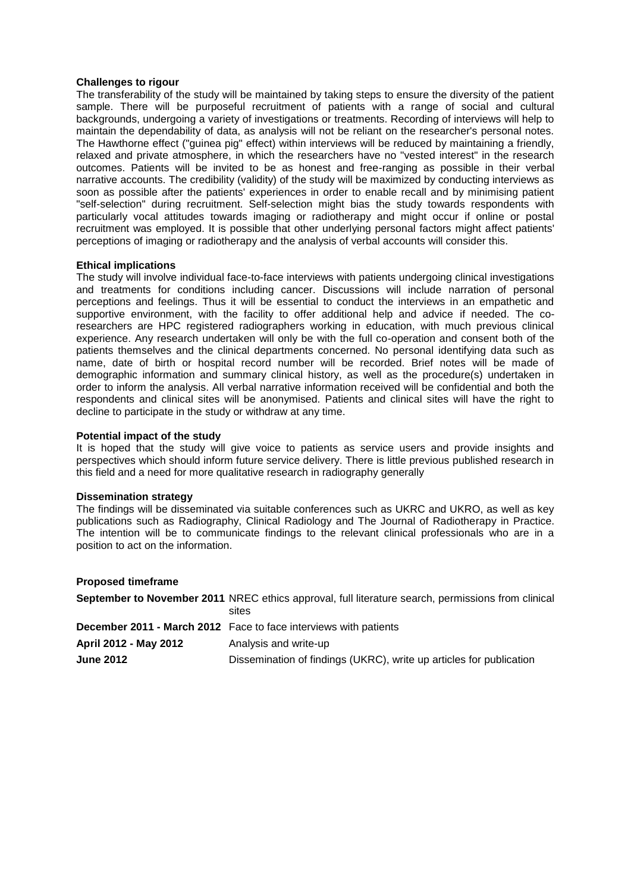### Challenges to rigour

The transferability of the study will be maintained by taking steps to ensure the diversity of the patient sample. There will be purposeful recruitment of patients with a range of social and cultural backgrounds, undergoing a variety of investigations or treatments. Recording of interviews will help to maintain the dependability of data, as analysis will not be reliant on the researcher's personal notes. The Hawthorne effect ("guinea pig" effect) within interviews will be reduced by maintaining a friendly, relaxed and private atmosphere, in which the researchers have no "vested interest" in the research outcomes. Patients will be invited to be as honest and free-ranging as possible in their verbal narrative accounts. The credibility (validity) of the study will be maximized by conducting interviews as soon as possible after the patients' experiences in order to enable recall and by minimising patient "self-selection" during recruitment. Self-selection might bias the study towards respondents with particularly vocal attitudes towards imaging or radiotherapy and might occur if online or postal recruitment was employed. It is possible that other underlying personal factors might affect patients' perceptions of imaging or radiotherapy and the analysis of verbal accounts will consider this.

### Ethical implications

The study will involve individual face-to-face interviews with patients undergoing clinical investigations and treatments for conditions including cancer. Discussions will include narration of personal perceptions and feelings. Thus it will be essential to conduct the interviews in an empathetic and supportive environment, with the facility to offer additional help and advice if needed. The co-researchers are HPC registered radiographers working in education, with much previous clinical experience. Any research undertaken will only be with the full co-operation and consent both of the patients themselves and the clinical departments concerned. No personal identifying data such as name, date of birth or hospital record number will be recorded. Brief notes will be made of demographic information and summary clinical history, as well as the procedure(s) undertaken in order to inform the analysis. All verbal narrative information received will be confidential and both the respondents and clinical sites will be anonymised. Patients and clinical sites will have the right to decline to participate in the study or withdraw at any time.

### Potential impact of the study

It is hoped that the study will give voice to patients as service users and provide insights and perspectives which should inform future service delivery. There is little previous published research in this field and a need for more qualitative research in radiography generally

### Dissemination strategy

The findings will be disseminated via suitable conferences such as UKRC and UKRO, as well as key publications such as Radiography, Clinical Radiology and The Journal of Radiotherapy in Practice. The intention will be to communicate findings to the relevant clinical professionals who are in a position to act on the information.

### Proposed timeframe

| | |
|---|---|
| **September to November 2011** | NREC ethics approval, full literature search, permissions from clinical sites |
| **December 2011 - March 2012** | Face to face interviews with patients |
| **April 2012 - May 2012** | Analysis and write-up |
| **June 2012** | Dissemination of findings (UKRC), write up articles for publication |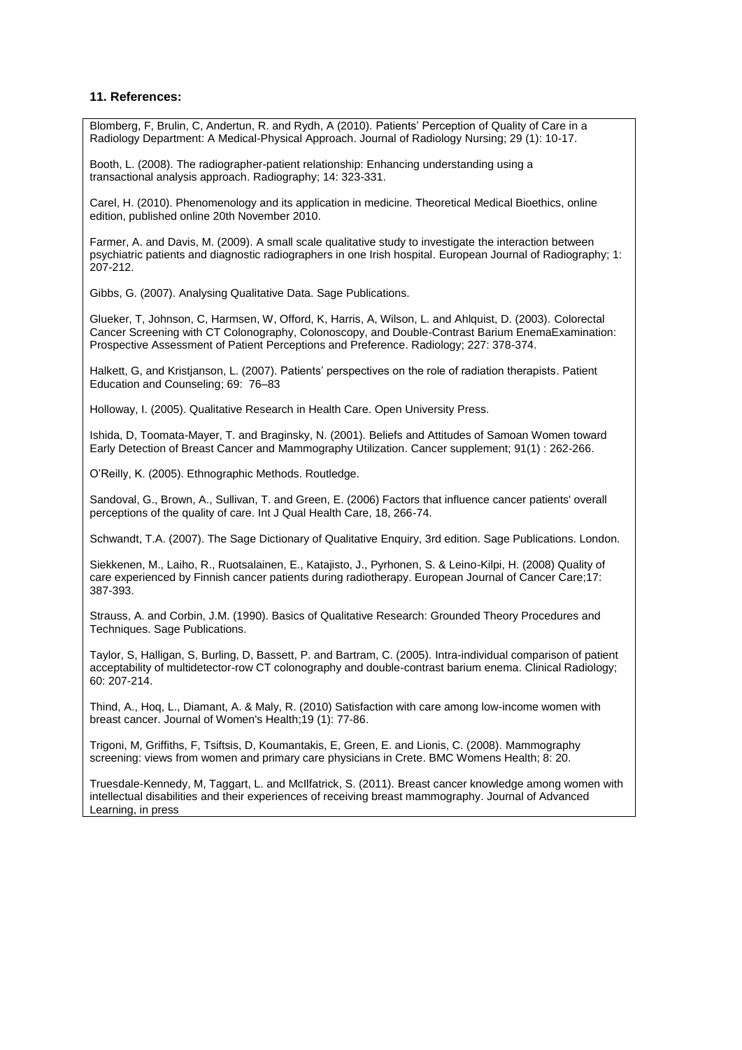### 11. References:

Blomberg, F, Brulin, C, Andertun, R. and Rydh, A (2010). Patients' Perception of Quality of Care in a Radiology Department: A Medical-Physical Approach. Journal of Radiology Nursing; 29 (1): 10-17.

Booth, L. (2008). The radiographer-patient relationship: Enhancing understanding using a transactional analysis approach. Radiography; 14: 323-331.

Carel, H. (2010). Phenomenology and its application in medicine. Theoretical Medical Bioethics, online edition, published online 20th November 2010.

Farmer, A. and Davis, M. (2009). A small scale qualitative study to investigate the interaction between psychiatric patients and diagnostic radiographers in one Irish hospital. European Journal of Radiography; 1: 207-212.

Gibbs, G. (2007). Analysing Qualitative Data. Sage Publications.

Glueker, T, Johnson, C, Harmsen, W, Offord, K, Harris, A, Wilson, L. and Ahlquist, D. (2003). Colorectal Cancer Screening with CT Colonography, Colonoscopy, and Double-Contrast Barium EnemaExamination: Prospective Assessment of Patient Perceptions and Preference. Radiology; 227: 378-374.

Halkett, G, and Kristjanson, L. (2007). Patients' perspectives on the role of radiation therapists. Patient Education and Counseling; 69: 76–83

Holloway, I. (2005). Qualitative Research in Health Care. Open University Press.

Ishida, D, Toomata-Mayer, T. and Braginsky, N. (2001). Beliefs and Attitudes of Samoan Women toward Early Detection of Breast Cancer and Mammography Utilization. Cancer supplement; 91(1) : 262-266.

O'Reilly, K. (2005). Ethnographic Methods. Routledge.

Sandoval, G., Brown, A., Sullivan, T. and Green, E. (2006) Factors that influence cancer patients' overall perceptions of the quality of care. Int J Qual Health Care, 18, 266-74.

Schwandt, T.A. (2007). The Sage Dictionary of Qualitative Enquiry, 3rd edition. Sage Publications. London.

Siekkenen, M., Laiho, R., Ruotsalainen, E., Katajisto, J., Pyrhonen, S. & Leino-Kilpi, H. (2008) Quality of care experienced by Finnish cancer patients during radiotherapy. European Journal of Cancer Care;17: 387-393.

Strauss, A. and Corbin, J.M. (1990). Basics of Qualitative Research: Grounded Theory Procedures and Techniques. Sage Publications.

Taylor, S, Halligan, S, Burling, D, Bassett, P. and Bartram, C. (2005). Intra-individual comparison of patient acceptability of multidetector-row CT colonography and double-contrast barium enema. Clinical Radiology; 60: 207-214.

Thind, A., Hoq, L., Diamant, A. & Maly, R. (2010) Satisfaction with care among low-income women with breast cancer. Journal of Women's Health;19 (1): 77-86.

Trigoni, M, Griffiths, F, Tsiftsis, D, Koumantakis, E, Green, E. and Lionis, C. (2008). Mammography screening: views from women and primary care physicians in Crete. BMC Womens Health; 8: 20.

Truesdale-Kennedy, M, Taggart, L. and McIlfatrick, S. (2011). Breast cancer knowledge among women with intellectual disabilities and their experiences of receiving breast mammography. Journal of Advanced Learning, in press